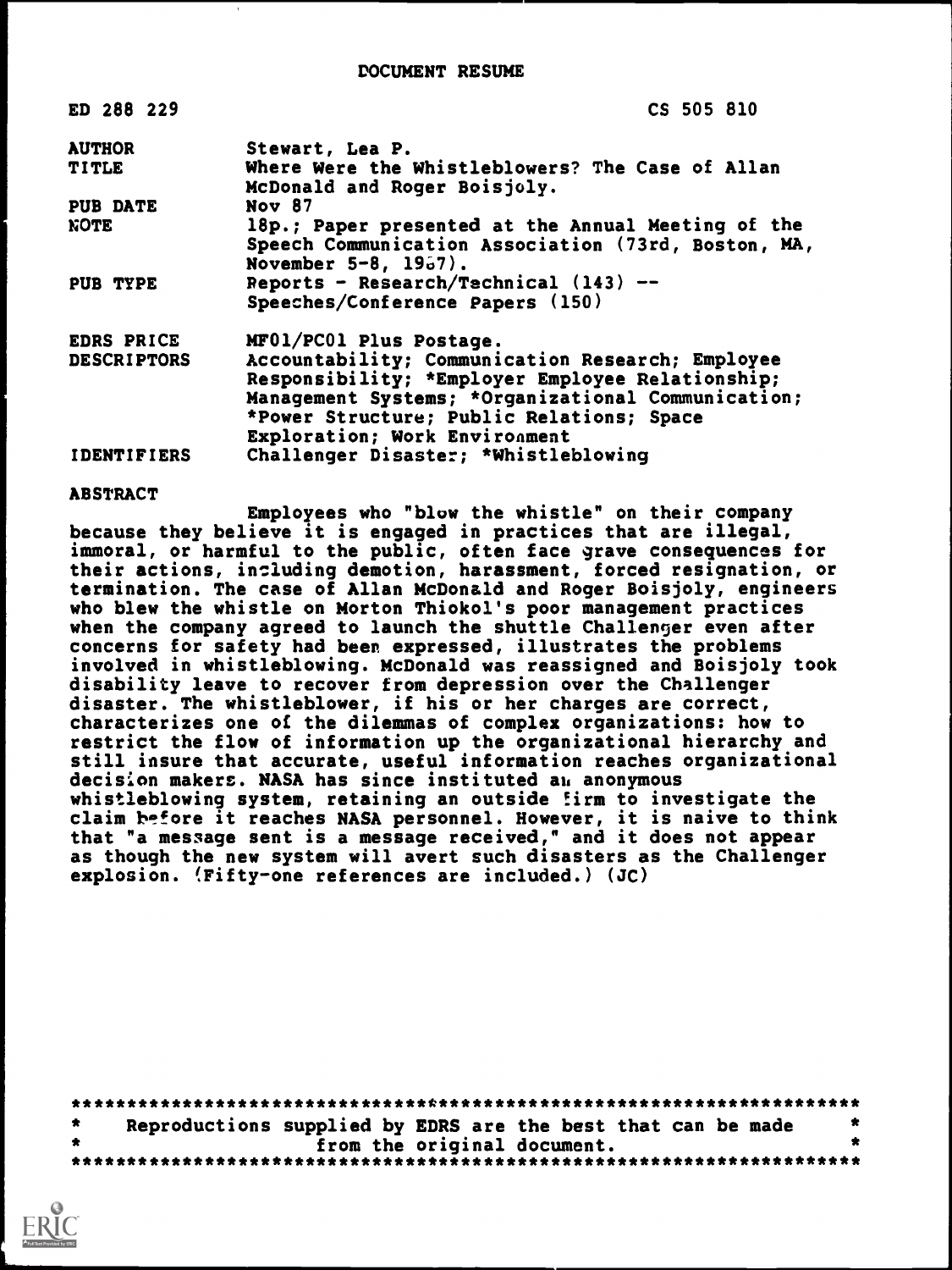DOCUMENT RESUME

| | | |
|---|---|---|
| ED 288 229 | | CS 505 810 |
| AUTHOR | Stewart, Lea P. | |
| TITLE | Where Were the Whistleblowers? The Case of Allan McDonald and Roger Boisjoly. | |
| PUB DATE | Nov 87 | |
| NOTE | 18p.; Paper presented at the Annual Meeting of the Speech Communication Association (73rd, Boston, MA, November 5-8, 1987). | |
| PUB TYPE | Reports - Research/Technical (143) -- Speeches/Conference Papers (150) | |
| EDRS PRICE | MF01/PC01 Plus Postage. | |
| DESCRIPTORS | Accountability; Communication Research; Employee Responsibility; *Employer Employee Relationship; Management Systems; *Organizational Communication; *Power Structure; Public Relations; Space Exploration; Work Environment | |
| IDENTIFIERS | Challenger Disaster; *Whistleblowing | |

ABSTRACT

Employees who "blow the whistle" on their company because they believe it is engaged in practices that are illegal, immoral, or harmful to the public, often face grave consequences for their actions, including demotion, harassment, forced resignation, or termination. The case of Allan McDonald and Roger Boisjoly, engineers who blew the whistle on Morton Thiokol's poor management practices when the company agreed to launch the shuttle Challenger even after concerns for safety had been expressed, illustrates the problems involved in whistleblowing. McDonald was reassigned and Boisjoly took disability leave to recover from depression over the Challenger disaster. The whistleblower, if his or her charges are correct, characterizes one of the dilemmas of complex organizations: how to restrict the flow of information up the organizational hierarchy and still insure that accurate, useful information reaches organizational decision makers. NASA has since instituted an anonymous whistleblowing system, retaining an outside firm to investigate the claim before it reaches NASA personnel. However, it is naive to think that "a message sent is a message received," and it does not appear as though the new system will avert such disasters as the Challenger explosion. (Fifty-one references are included.) (JC)

***********************************************************************
* Reproductions supplied by EDRS are the best that can be made *
* from the original document. *
***********************************************************************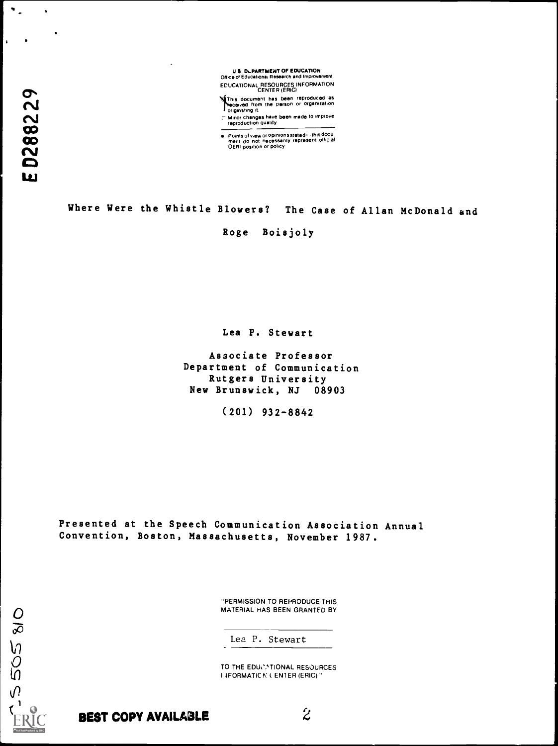U.S. DEPARTMENT OF EDUCATION
Office of Educational Research and Improvement
EDUCATIONAL RESOURCES INFORMATION CENTER (ERIC)

This document has been reproduced as received from the person or organization originating it.

Minor changes have been made to improve reproduction quality

Points of view or opinions stated in this document do not necessarily represent official OERI position or policy

ED288229

# Where Were the Whistle Blowers? The Case of Allan McDonald and Roge Boisjoly

Lea P. Stewart

Associate Professor
Department of Communication
Rutgers University
New Brunswick, NJ 08903

(201) 932-8842

Presented at the Speech Communication Association Annual Convention, Boston, Massachusetts, November 1987.

"PERMISSION TO REPRODUCE THIS MATERIAL HAS BEEN GRANTED BY

Lea P. Stewart

TO THE EDUCATIONAL RESOURCES INFORMATION CENTER (ERIC)."

CS505810

BEST COPY AVAILABLE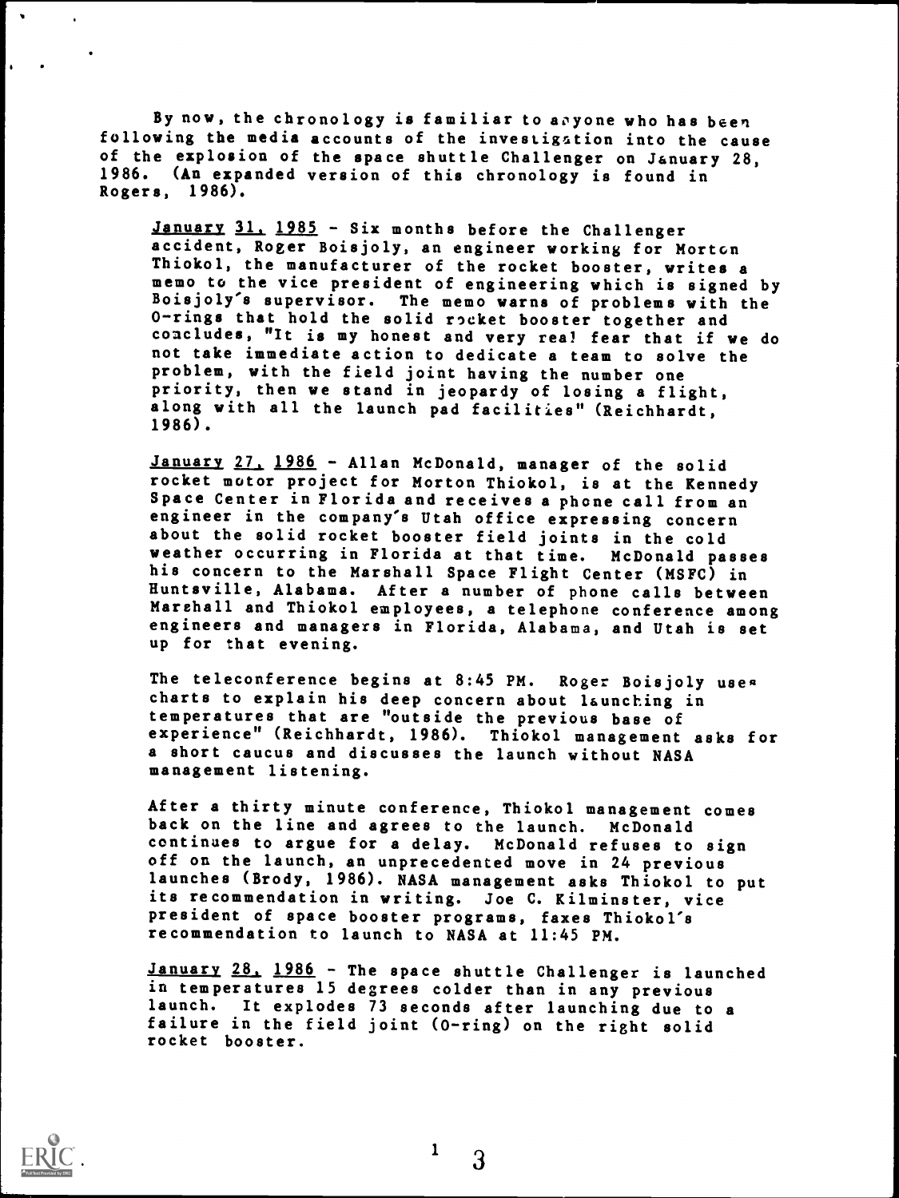By now, the chronology is familiar to anyone who has been following the media accounts of the investigation into the cause of the explosion of the space shuttle Challenger on January 28, 1986. (An expanded version of this chronology is found in Rogers, 1986).

<u>January 31, 1985</u> - Six months before the Challenger accident, Roger Boisjoly, an engineer working for Morton Thiokol, the manufacturer of the rocket booster, writes a memo to the vice president of engineering which is signed by Boisjoly's supervisor. The memo warns of problems with the O-rings that hold the solid rocket booster together and concludes, "It is my honest and very real fear that if we do not take immediate action to dedicate a team to solve the problem, with the field joint having the number one priority, then we stand in jeopardy of losing a flight, along with all the launch pad facilities" (Reichhardt, 1986).

<u>January 27, 1986</u> - Allan McDonald, manager of the solid rocket motor project for Morton Thiokol, is at the Kennedy Space Center in Florida and receives a phone call from an engineer in the company's Utah office expressing concern about the solid rocket booster field joints in the cold weather occurring in Florida at that time. McDonald passes his concern to the Marshall Space Flight Center (MSFC) in Huntsville, Alabama. After a number of phone calls between Marshall and Thiokol employees, a telephone conference among engineers and managers in Florida, Alabama, and Utah is set up for that evening.

The teleconference begins at 8:45 PM. Roger Boisjoly uses charts to explain his deep concern about launching in temperatures that are "outside the previous base of experience" (Reichhardt, 1986). Thiokol management asks for a short caucus and discusses the launch without NASA management listening.

After a thirty minute conference, Thiokol management comes back on the line and agrees to the launch. McDonald continues to argue for a delay. McDonald refuses to sign off on the launch, an unprecedented move in 24 previous launches (Brody, 1986). NASA management asks Thiokol to put its recommendation in writing. Joe C. Kilminster, vice president of space booster programs, faxes Thiokol's recommendation to launch to NASA at 11:45 PM.

<u>January 28, 1986</u> - The space shuttle Challenger is launched in temperatures 15 degrees colder than in any previous launch. It explodes 73 seconds after launching due to a failure in the field joint (O-ring) on the right solid rocket booster.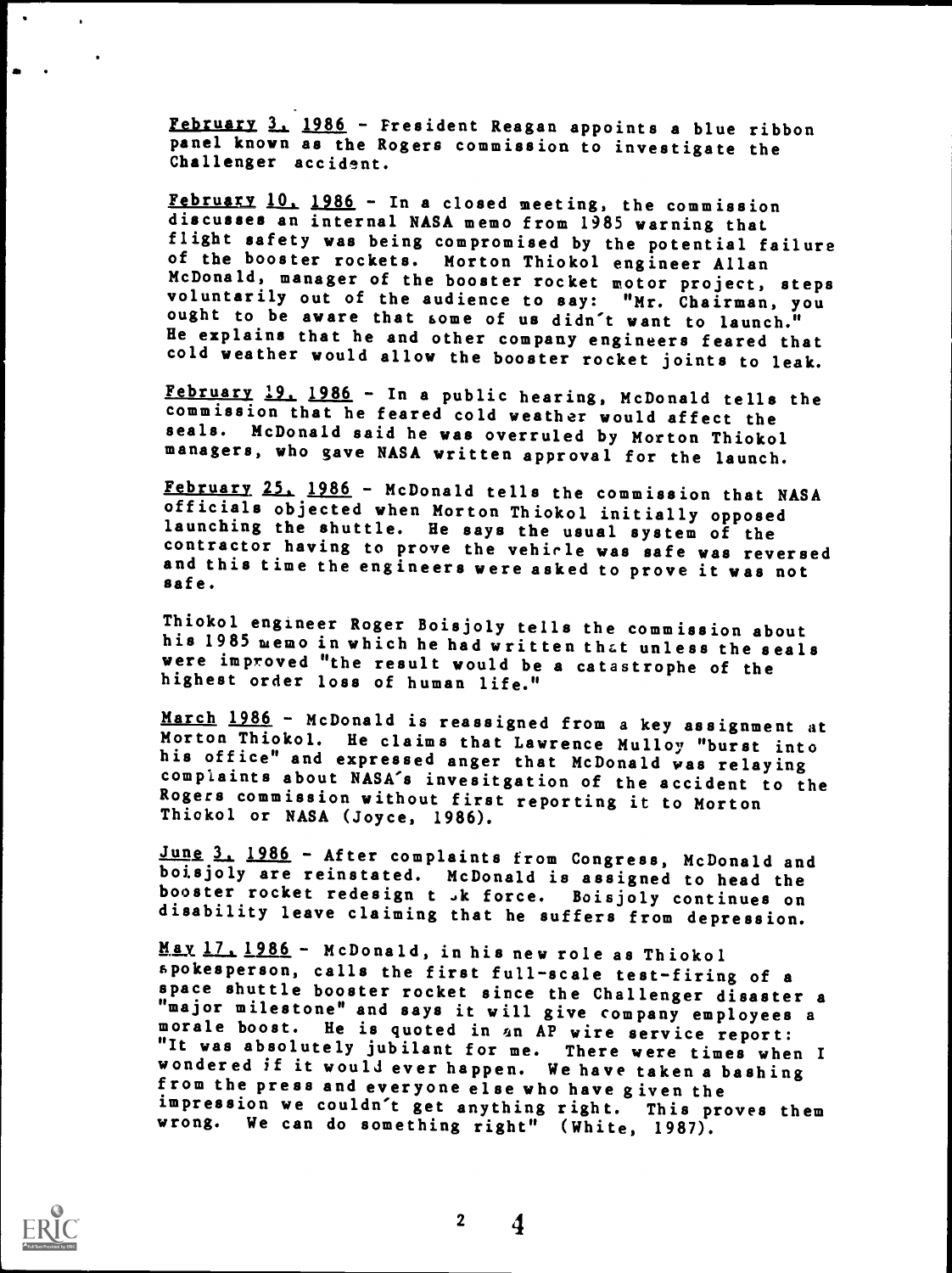February 3, 1986 - President Reagan appoints a blue ribbon panel known as the Rogers commission to investigate the Challenger accident.

February 10, 1986 - In a closed meeting, the commission discusses an internal NASA memo from 1985 warning that flight safety was being compromised by the potential failure of the booster rockets. Morton Thiokol engineer Allan McDonald, manager of the booster rocket motor project, steps voluntarily out of the audience to say: "Mr. Chairman, you ought to be aware that some of us didn't want to launch." He explains that he and other company engineers feared that cold weather would allow the booster rocket joints to leak.

February 19, 1986 - In a public hearing, McDonald tells the commission that he feared cold weather would affect the seals. McDonald said he was overruled by Morton Thiokol managers, who gave NASA written approval for the launch.

February 25, 1986 - McDonald tells the commission that NASA officials objected when Morton Thiokol initially opposed launching the shuttle. He says the usual system of the contractor having to prove the vehicle was safe was reversed and this time the engineers were asked to prove it was not safe.

Thiokol engineer Roger Boisjoly tells the commission about his 1985 memo in which he had written that unless the seals were improved "the result would be a catastrophe of the highest order loss of human life."

March 1986 - McDonald is reassigned from a key assignment at Morton Thiokol. He claims that Lawrence Mulloy "burst into his office" and expressed anger that McDonald was relaying complaints about NASA's invesitgation of the accident to the Rogers commission without first reporting it to Morton Thiokol or NASA (Joyce, 1986).

June 3, 1986 - After complaints from Congress, McDonald and boisjoly are reinstated. McDonald is assigned to head the booster rocket redesign task force. Boisjoly continues on disability leave claiming that he suffers from depression.

May 17, 1986 - McDonald, in his new role as Thiokol spokesperson, calls the first full-scale test-firing of a space shuttle booster rocket since the Challenger disaster a "major milestone" and says it will give company employees a morale boost. He is quoted in an AP wire service report: "It was absolutely jubilant for me. There were times when I wondered if it would ever happen. We have taken a bashing from the press and everyone else who have given the impression we couldn't get anything right. This proves them wrong. We can do something right" (White, 1987).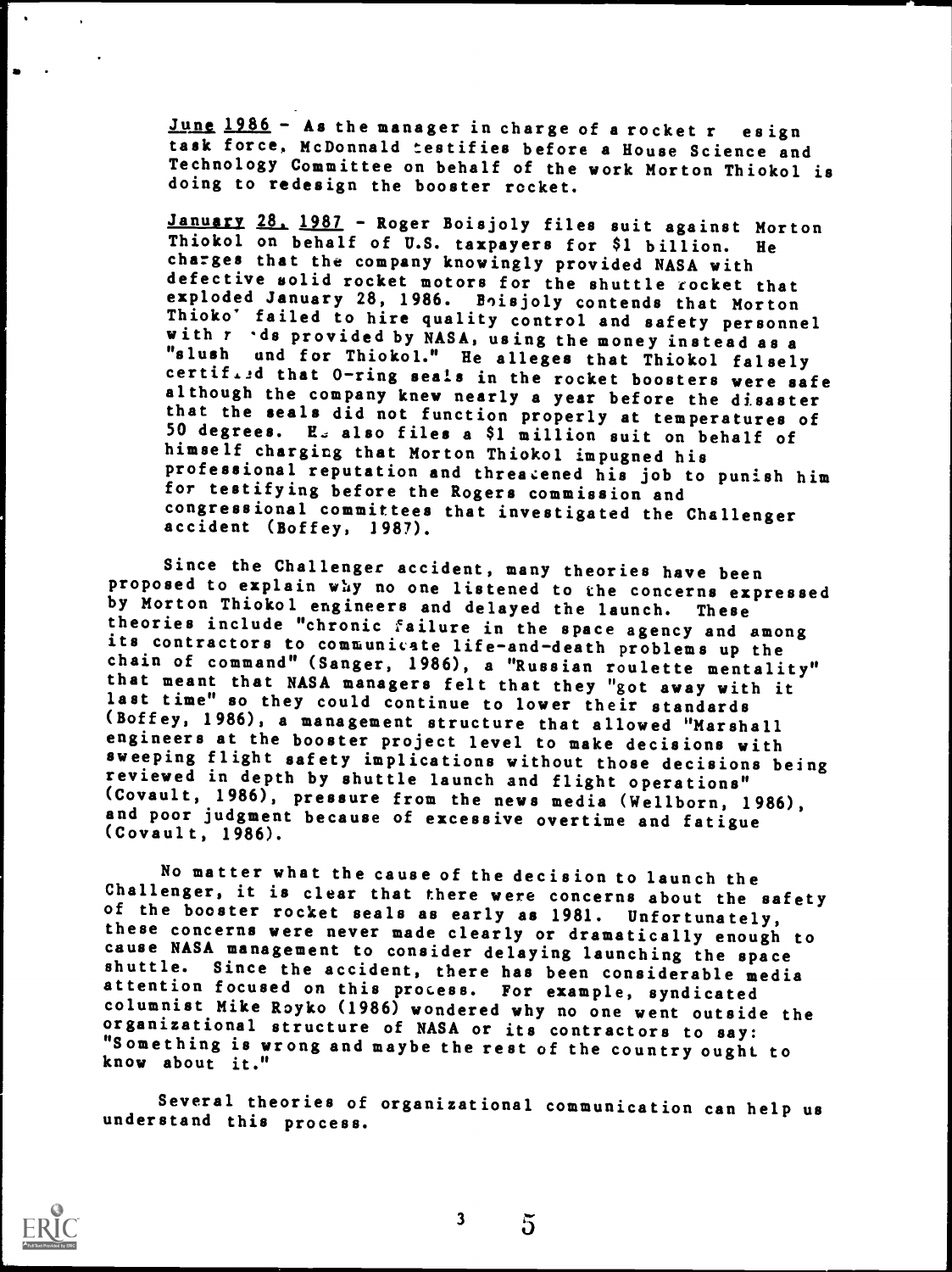June 1986 - As the manager in charge of a rocket r esign task force, McDonnald testifies before a House Science and Technology Committee on behalf of the work Morton Thiokol is doing to redesign the booster rocket.

January 28, 1987 - Roger Boisjoly files suit against Morton Thiokol on behalf of U.S. taxpayers for $1 billion. He charges that the company knowingly provided NASA with defective solid rocket motors for the shuttle rocket that exploded January 28, 1986. Boisjoly contends that Morton Thioko' failed to hire quality control and safety personnel with r ·ds provided by NASA, using the money instead as a "slush und for Thiokol." He alleges that Thiokol falsely certif..d that O-ring seals in the rocket boosters were safe although the company knew nearly a year before the disaster that the seals did not function properly at temperatures of 50 degrees. E. also files a $1 million suit on behalf of himself charging that Morton Thiokol impugned his professional reputation and threatened his job to punish him for testifying before the Rogers commission and congressional committees that investigated the Challenger accident (Boffey, 1987).

Since the Challenger accident, many theories have been proposed to explain why no one listened to the concerns expressed by Morton Thiokol engineers and delayed the launch. These theories include "chronic failure in the space agency and among its contractors to communicate life-and-death problems up the chain of command" (Sanger, 1986), a "Russian roulette mentality" that meant that NASA managers felt that they "got away with it last time" so they could continue to lower their standards (Boffey, 1986), a management structure that allowed "Marshall engineers at the booster project level to make decisions with sweeping flight safety implications without those decisions being reviewed in depth by shuttle launch and flight operations" (Covault, 1986), pressure from the news media (Wellborn, 1986), and poor judgment because of excessive overtime and fatigue (Covault, 1986).

No matter what the cause of the decision to launch the Challenger, it is clear that there were concerns about the safety of the booster rocket seals as early as 1981. Unfortunately, these concerns were never made clearly or dramatically enough to cause NASA management to consider delaying launching the space shuttle. Since the accident, there has been considerable media attention focused on this process. For example, syndicated columnist Mike Royko (1986) wondered why no one went outside the organizational structure of NASA or its contractors to say: "Something is wrong and maybe the rest of the country ought to know about it."

Several theories of organizational communication can help us understand this process.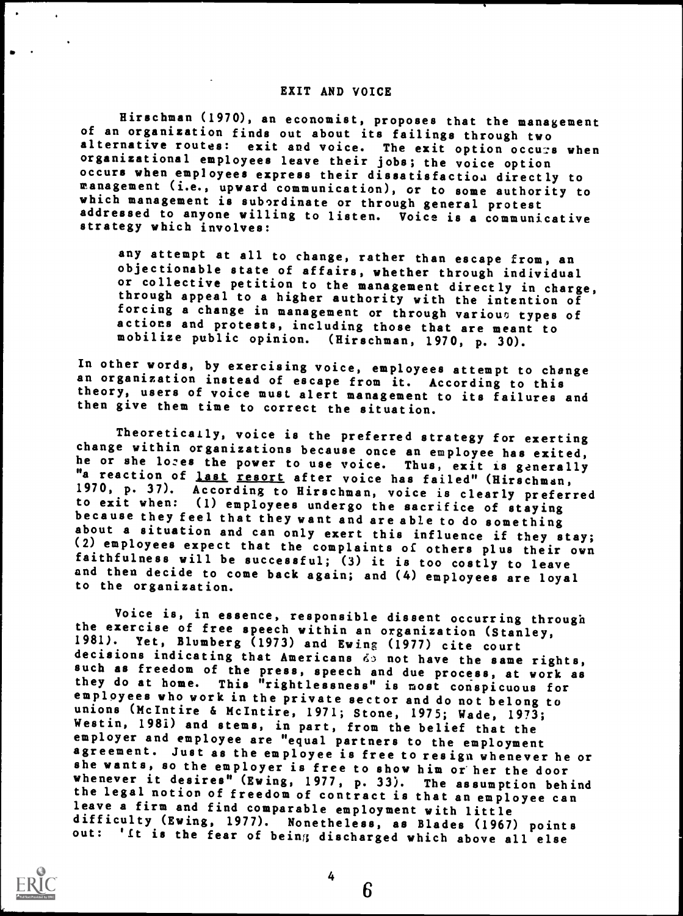## EXIT AND VOICE

Hirschman (1970), an economist, proposes that the management of an organization finds out about its failings through two alternative routes: exit and voice. The exit option occurs when organizational employees leave their jobs; the voice option occurs when employees express their dissatisfaction directly to management (i.e., upward communication), or to some authority to which management is subordinate or through general protest addressed to anyone willing to listen. Voice is a communicative strategy which involves:

> any attempt at all to change, rather than escape from, an objectionable state of affairs, whether through individual or collective petition to the management directly in charge, through appeal to a higher authority with the intention of forcing a change in management or through various types of actions and protests, including those that are meant to mobilize public opinion. (Hirschman, 1970, p. 30).

In other words, by exercising voice, employees attempt to change an organization instead of escape from it. According to this theory, users of voice must alert management to its failures and then give them time to correct the situation.

Theoretically, voice is the preferred strategy for exerting change within organizations because once an employee has exited, he or she loses the power to use voice. Thus, exit is generally "a reaction of <u>last</u> <u>resort</u> after voice has failed" (Hirschman, 1970, p. 37). According to Hirschman, voice is clearly preferred to exit when: (1) employees undergo the sacrifice of staying because they feel that they want and are able to do something about a situation and can only exert this influence if they stay; (2) employees expect that the complaints of others plus their own faithfulness will be successful; (3) it is too costly to leave and then decide to come back again; and (4) employees are loyal to the organization.

Voice is, in essence, responsible dissent occurring through the exercise of free speech within an organization (Stanley, 1981). Yet, Blumberg (1973) and Ewing (1977) cite court decisions indicating that Americans do not have the same rights, such as freedom of the press, speech and due process, at work as they do at home. This "rightlessness" is most conspicuous for employees who work in the private sector and do not belong to unions (McIntire & McIntire, 1971; Stone, 1975; Wade, 1973; Westin, 1981) and stems, in part, from the belief that the employer and employee are "equal partners to the employment agreement. Just as the employee is free to resign whenever he or she wants, so the employer is free to show him or her the door whenever it desires" (Ewing, 1977, p. 33). The assumption behind the legal notion of freedom of contract is that an employee can leave a firm and find comparable employment with little difficulty (Ewing, 1977). Nonetheless, as Blades (1967) points out: 'It is the fear of being discharged which above all else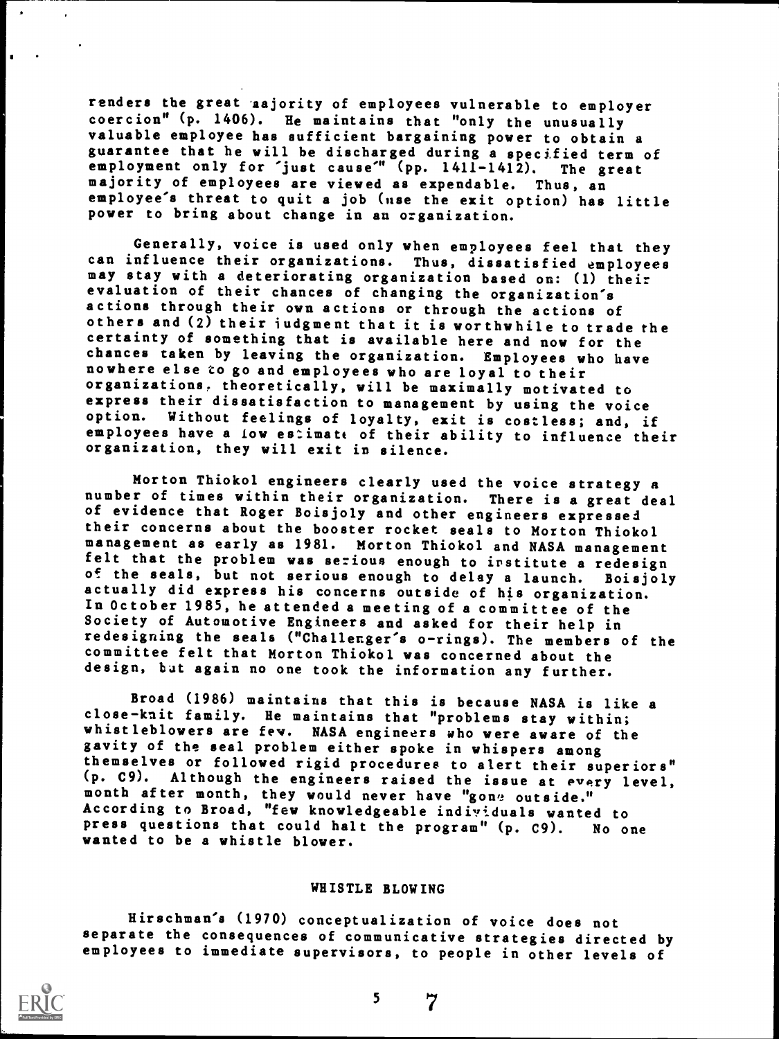renders the great majority of employees vulnerable to employer coercion" (p. 1406). He maintains that "only the unusually valuable employee has sufficient bargaining power to obtain a guarantee that he will be discharged during a specified term of employment only for 'just cause'" (pp. 1411-1412). The great majority of employees are viewed as expendable. Thus, an employee's threat to quit a job (use the exit option) has little power to bring about change in an organization.

Generally, voice is used only when employees feel that they can influence their organizations. Thus, dissatisfied employees may stay with a deteriorating organization based on: (1) their evaluation of their chances of changing the organization's actions through their own actions or through the actions of others and (2) their judgment that it is worthwhile to trade the certainty of something that is available here and now for the chances taken by leaving the organization. Employees who have nowhere else to go and employees who are loyal to their organizations, theoretically, will be maximally motivated to express their dissatisfaction to management by using the voice option. Without feelings of loyalty, exit is costless; and, if employees have a low estimate of their ability to influence their organization, they will exit in silence.

Morton Thiokol engineers clearly used the voice strategy a number of times within their organization. There is a great deal of evidence that Roger Boisjoly and other engineers expressed their concerns about the booster rocket seals to Morton Thiokol management as early as 1981. Morton Thiokol and NASA management felt that the problem was serious enough to institute a redesign of the seals, but not serious enough to delay a launch. Boisjoly actually did express his concerns outside of his organization. In October 1985, he attended a meeting of a committee of the Society of Automotive Engineers and asked for their help in redesigning the seals ("Challenger's o-rings). The members of the committee felt that Morton Thiokol was concerned about the design, but again no one took the information any further.

Broad (1986) maintains that this is because NASA is like a close-knit family. He maintains that "problems stay within; whistleblowers are few. NASA engineers who were aware of the gavity of the seal problem either spoke in whispers among themselves or followed rigid procedures to alert their superiors" (p. C9). Although the engineers raised the issue at every level, month after month, they would never have "gone outside." According to Broad, "few knowledgeable individuals wanted to press questions that could halt the program" (p. C9). No one wanted to be a whistle blower.

## WHISTLE BLOWING

Hirschman's (1970) conceptualization of voice does not separate the consequences of communicative strategies directed by employees to immediate supervisors, to people in other levels of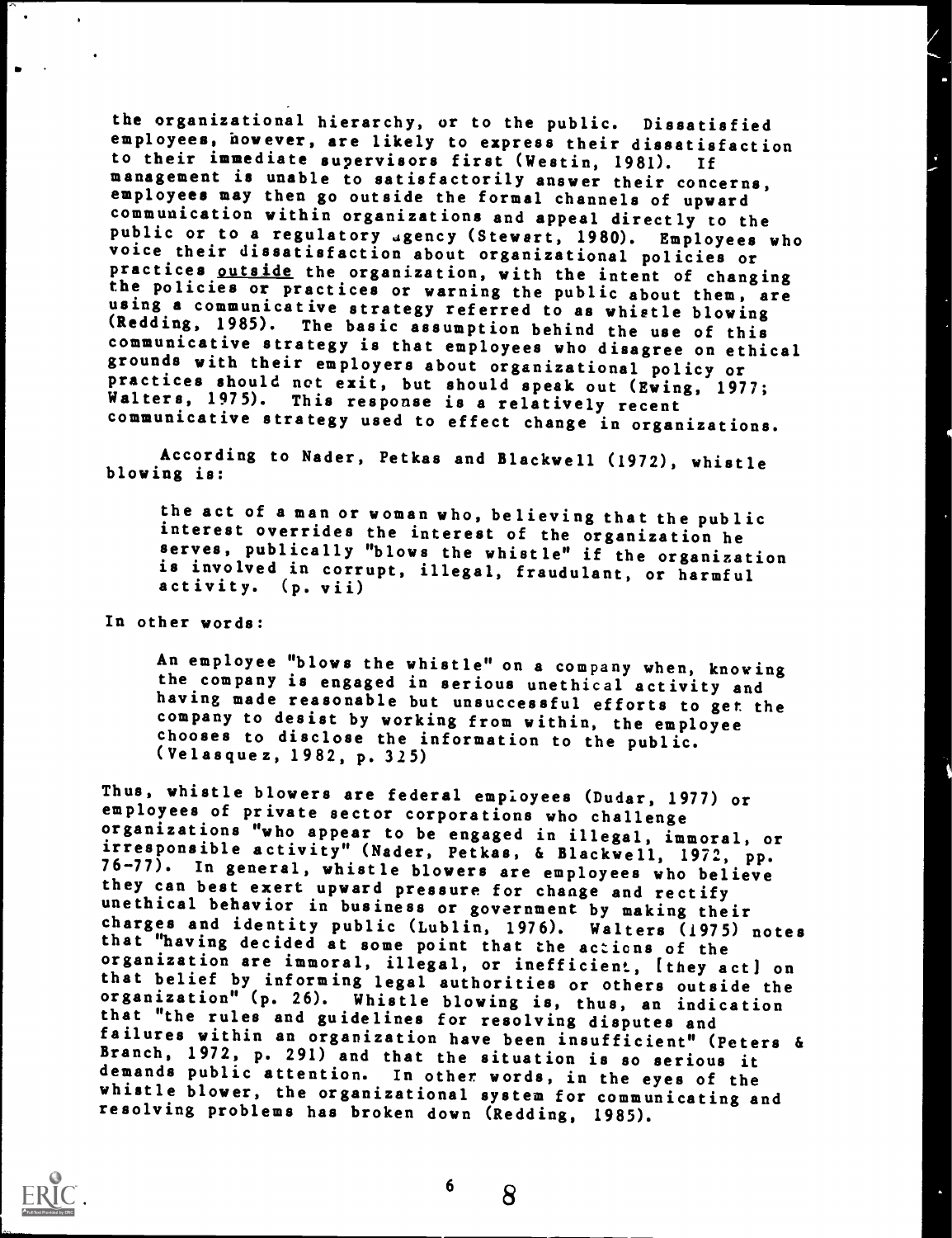the organizational hierarchy, or to the public. Dissatisfied employees, however, are likely to express their dissatisfaction to their immediate supervisors first (Westin, 1981). If management is unable to satisfactorily answer their concerns, employees may then go outside the formal channels of upward communication within organizations and appeal directly to the public or to a regulatory agency (Stewart, 1980). Employees who voice their dissatisfaction about organizational policies or practices <u>outside</u> the organization, with the intent of changing the policies or practices or warning the public about them, are using a communicative strategy referred to as whistle blowing (Redding, 1985). The basic assumption behind the use of this communicative strategy is that employees who disagree on ethical grounds with their employers about organizational policy or practices should not exit, but should speak out (Ewing, 1977; Walters, 1975). This response is a relatively recent communicative strategy used to effect change in organizations.

According to Nader, Petkas and Blackwell (1972), whistle blowing is:

> the act of a man or woman who, believing that the public interest overrides the interest of the organization he serves, publically "blows the whistle" if the organization is involved in corrupt, illegal, fraudulant, or harmful activity. (p. vii)

In other words:

> An employee "blows the whistle" on a company when, knowing the company is engaged in serious unethical activity and having made reasonable but unsuccessful efforts to get the company to desist by working from within, the employee chooses to disclose the information to the public. (Velasquez, 1982, p. 325)

Thus, whistle blowers are federal employees (Dudar, 1977) or employees of private sector corporations who challenge organizations "who appear to be engaged in illegal, immoral, or irresponsible activity" (Nader, Petkas, & Blackwell, 1972, pp. 76-77). In general, whistle blowers are employees who believe they can best exert upward pressure for change and rectify unethical behavior in business or government by making their charges and identity public (Lublin, 1976). Walters (1975) notes that "having decided at some point that the actions of the organization are immoral, illegal, or inefficient, [they act] on that belief by informing legal authorities or others outside the organization" (p. 26). Whistle blowing is, thus, an indication that "the rules and guidelines for resolving disputes and failures within an organization have been insufficient" (Peters & Branch, 1972, p. 291) and that the situation is so serious it demands public attention. In other words, in the eyes of the whistle blower, the organizational system for communicating and resolving problems has broken down (Redding, 1985).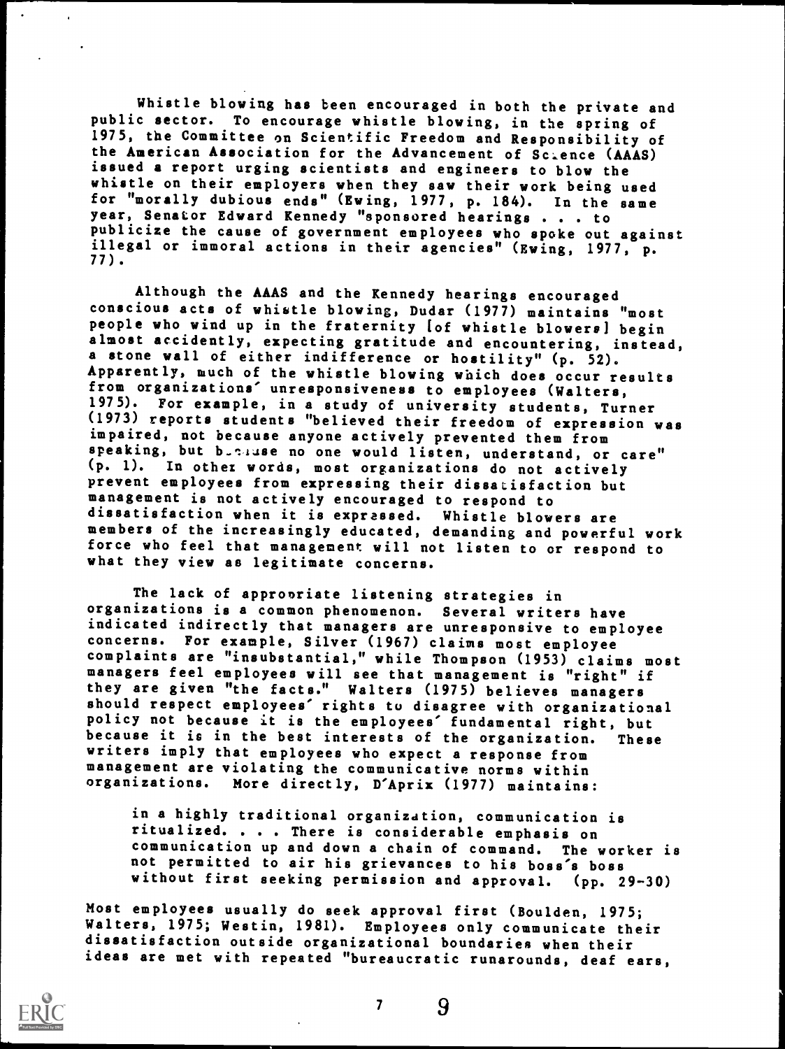Whistle blowing has been encouraged in both the private and public sector. To encourage whistle blowing, in the spring of 1975, the Committee on Scientific Freedom and Responsibility of the American Association for the Advancement of Science (AAAS) issued a report urging scientists and engineers to blow the whistle on their employers when they saw their work being used for "morally dubious ends" (Ewing, 1977, p. 184). In the same year, Senator Edward Kennedy "sponsored hearings . . . to publicize the cause of government employees who spoke out against illegal or immoral actions in their agencies" (Ewing, 1977, p. 77).

Although the AAAS and the Kennedy hearings encouraged conscious acts of whistle blowing, Dudar (1977) maintains "most people who wind up in the fraternity [of whistle blowers] begin almost accidently, expecting gratitude and encountering, instead, a stone wall of either indifference or hostility" (p. 52). Apparently, much of the whistle blowing which does occur results from organizations' unresponsiveness to employees (Walters, 1975). For example, in a study of university students, Turner (1973) reports students "believed their freedom of expression was impaired, not because anyone actively prevented them from speaking, but because no one would listen, understand, or care" (p. 1). In other words, most organizations do not actively prevent employees from expressing their dissatisfaction but management is not actively encouraged to respond to dissatisfaction when it is expressed. Whistle blowers are members of the increasingly educated, demanding and powerful work force who feel that management will not listen to or respond to what they view as legitimate concerns.

The lack of appropriate listening strategies in organizations is a common phenomenon. Several writers have indicated indirectly that managers are unresponsive to employee concerns. For example, Silver (1967) claims most employee complaints are "insubstantial," while Thompson (1953) claims most managers feel employees will see that management is "right" if they are given "the facts." Walters (1975) believes managers should respect employees' rights to disagree with organizational policy not because it is the employees' fundamental right, but because it is in the best interests of the organization. These writers imply that employees who expect a response from management are violating the communicative norms within organizations. More directly, D'Aprix (1977) maintains:

> in a highly traditional organization, communication is ritualized. . . . There is considerable emphasis on communication up and down a chain of command. The worker is not permitted to air his grievances to his boss's boss without first seeking permission and approval. (pp. 29-30)

Most employees usually do seek approval first (Boulden, 1975; Walters, 1975; Westin, 1981). Employees only communicate their dissatisfaction outside organizational boundaries when their ideas are met with repeated "bureaucratic runarounds, deaf ears,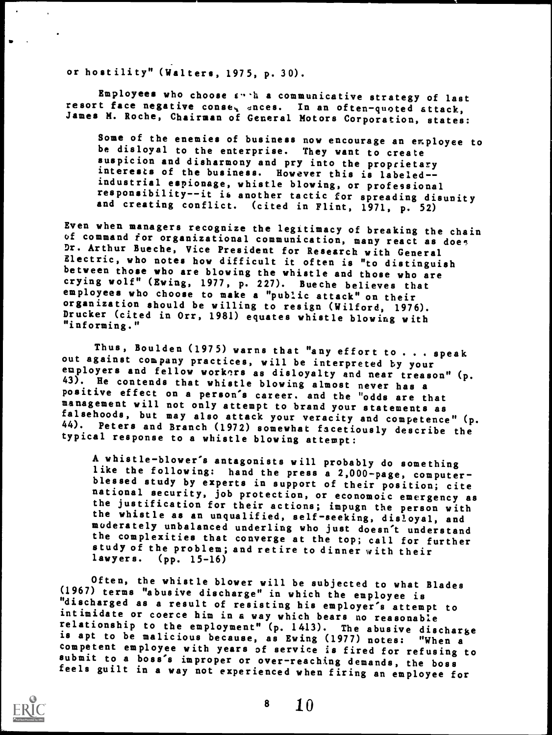or hostility" (Walters, 1975, p. 30).

Employees who choose such a communicative strategy of last resort face negative consequences. In an often-quoted attack, James M. Roche, Chairman of General Motors Corporation, states:

> Some of the enemies of business now encourage an employee to be disloyal to the enterprise. They want to create suspicion and disharmony and pry into the proprietary interests of the business. However this is labeled--industrial espionage, whistle blowing, or professional responsibility--it is another tactic for spreading disunity and creating conflict. (cited in Flint, 1971, p. 52)

Even when managers recognize the legitimacy of breaking the chain of command for organizational communication, many react as does Dr. Arthur Bueche, Vice President for Research with General Electric, who notes how difficult it often is "to distinguish between those who are blowing the whistle and those who are crying wolf" (Ewing, 1977, p. 227). Bueche believes that employees who choose to make a "public attack" on their organization should be willing to resign (Wilford, 1976). Drucker (cited in Orr, 1981) equates whistle blowing with "informing."

Thus, Boulden (1975) warns that "any effort to . . . speak out against company practices, will be interpreted by your employers and fellow workers as disloyalty and near treason" (p. 43). He contends that whistle blowing almost never has a positive effect on a person's career. and the "odds are that management will not only attempt to brand your statements as falsehoods, but may also attack your veracity and competence" (p. 44). Peters and Branch (1972) somewhat facetiously describe the typical response to a whistle blowing attempt:

> A whistle-blower's antagonists will probably do something like the following: hand the press a 2,000-page, computer-blessed study by experts in support of their position; cite national security, job protection, or economoic emergency as the justification for their actions; impugn the person with the whistle as an unqualified, self-seeking, disloyal, and moderately unbalanced underling who just doesn't understand the complexities that converge at the top; call for further study of the problem; and retire to dinner with their lawyers. (pp. 15-16)

Often, the whistle blower will be subjected to what Blades (1967) terms "abusive discharge" in which the employee is "discharged as a result of resisting his employer's attempt to intimidate or coerce him in a way which bears no reasonable relationship to the employment" (p. 1413). The abusive discharge is apt to be malicious because, as Ewing (1977) notes: "When a competent employee with years of service is fired for refusing to submit to a boss's improper or over-reaching demands, the boss feels guilt in a way not experienced when firing an employee for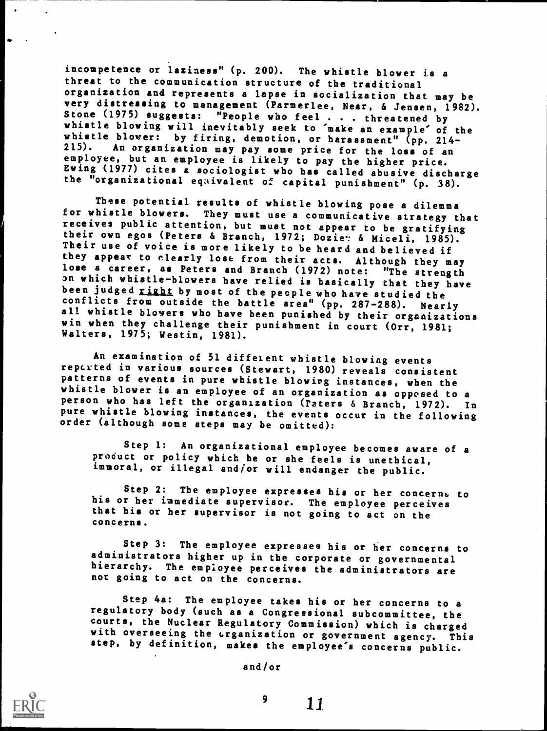incompetence or laziness" (p. 200). The whistle blower is a threat to the communication structure of the traditional organization and represents a lapse in socialization that may be very distressing to management (Parmerlee, Near, & Jensen, 1982). Stone (1975) suggests: "People who feel . . . threatened by whistle blowing will inevitably seek to 'make an example' of the whistle blower: by firing, demotion, or harassment" (pp. 214-215). An organization may pay some price for the loss of an employee, but an employee is likely to pay the higher price. Ewing (1977) cites a sociologist who has called abusive discharge the "organizational equivalent of capital punishment" (p. 38).

These potential results of whistle blowing pose a dilemma for whistle blowers. They must use a communicative strategy that receives public attention, but must not appear to be gratifying their own egos (Peters & Branch, 1972; Dozier & Miceli, 1985). Their use of voice is more likely to be heard and believed if they appear to clearly lose from their acts. Although they may lose a career, as Peters and Branch (1972) note: "The strength on which whistle-blowers have relied is basically that they have been judged _right_ by most of the people who have studied the conflicts from outside the battle area" (pp. 287-288). Nearly all whistle blowers who have been punished by their organizations win when they challenge their punishment in court (Orr, 1981; Walters, 1975; Westin, 1981).

An examination of 51 different whistle blowing events reported in various sources (Stewart, 1980) reveals consistent patterns of events in pure whistle blowing instances, when the whistle blower is an employee of an organization as opposed to a person who has left the organization (Peters & Branch, 1972). In pure whistle blowing instances, the events occur in the following order (although some steps may be omitted):

> Step 1: An organizational employee becomes aware of a product or policy which he or she feels is unethical, immoral, or illegal and/or will endanger the public.
>
> Step 2: The employee expresses his or her concerns to his or her immediate supervisor. The employee perceives that his or her supervisor is not going to act on the concerns.
>
> Step 3: The employee expresses his or her concerns to administrators higher up in the corporate or governmental hierarchy. The employee perceives the administrators are not going to act on the concerns.
>
> Step 4a: The employee takes his or her concerns to a regulatory body (such as a Congressional subcommittee, the courts, the Nuclear Regulatory Commission) which is charged with overseeing the organization or government agency. This step, by definition, makes the employee's concerns public.
>
> and/or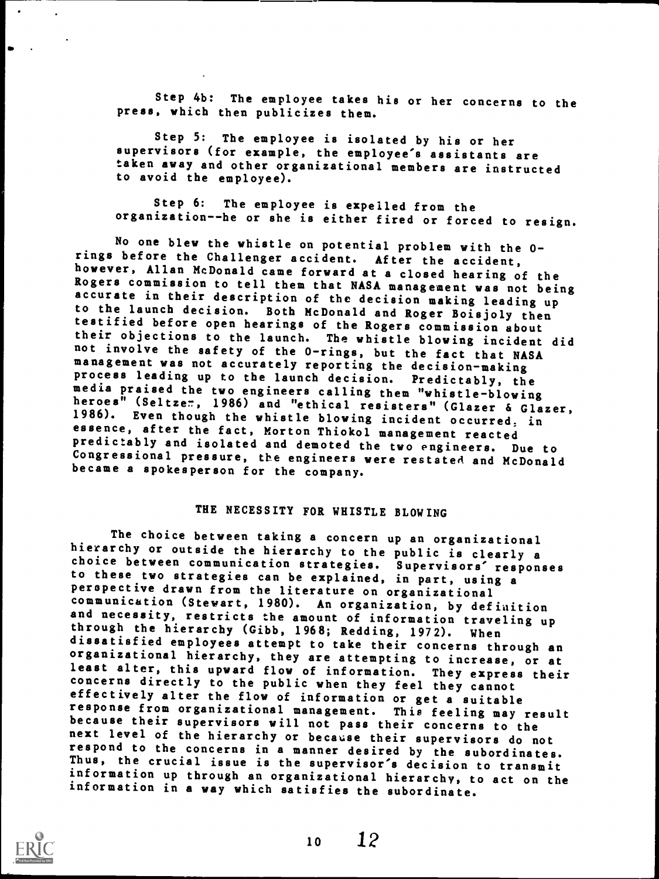Step 4b: The employee takes his or her concerns to the press, which then publicizes them.

Step 5: The employee is isolated by his or her supervisors (for example, the employee's assistants are taken away and other organizational members are instructed to avoid the employee).

Step 6: The employee is expelled from the organization--he or she is either fired or forced to resign.

No one blew the whistle on potential problem with the O-rings before the Challenger accident. After the accident, however, Allan McDonald came forward at a closed hearing of the Rogers commission to tell them that NASA management was not being accurate in their description of the decision making leading up to the launch decision. Both McDonald and Roger Boisjoly then testified before open hearings of the Rogers commission about their objections to the launch. The whistle blowing incident did not involve the safety of the O-rings, but the fact that NASA management was not accurately reporting the decision-making process leading up to the launch decision. Predictably, the media praised the two engineers calling them "whistle-blowing heroes" (Seltzer, 1986) and "ethical resisters" (Glazer & Glazer, 1986). Even though the whistle blowing incident occurred, in essence, after the fact, Morton Thiokol management reacted predictably and isolated and demoted the two engineers. Due to Congressional pressure, the engineers were restated and McDonald became a spokesperson for the company.

## THE NECESSITY FOR WHISTLE BLOWING

The choice between taking a concern up an organizational hierarchy or outside the hierarchy to the public is clearly a choice between communication strategies. Supervisors' responses to these two strategies can be explained, in part, using a perspective drawn from the literature on organizational communication (Stewart, 1980). An organization, by definition and necessity, restricts the amount of information traveling up through the hierarchy (Gibb, 1968; Redding, 1972). When dissatisfied employees attempt to take their concerns through an organizational hierarchy, they are attempting to increase, or at least alter, this upward flow of information. They express their concerns directly to the public when they feel they cannot effectively alter the flow of information or get a suitable response from organizational management. This feeling may result because their supervisors will not pass their concerns to the next level of the hierarchy or because their supervisors do not respond to the concerns in a manner desired by the subordinates. Thus, the crucial issue is the supervisor's decision to transmit information up through an organizational hierarchy, to act on the information in a way which satisfies the subordinate.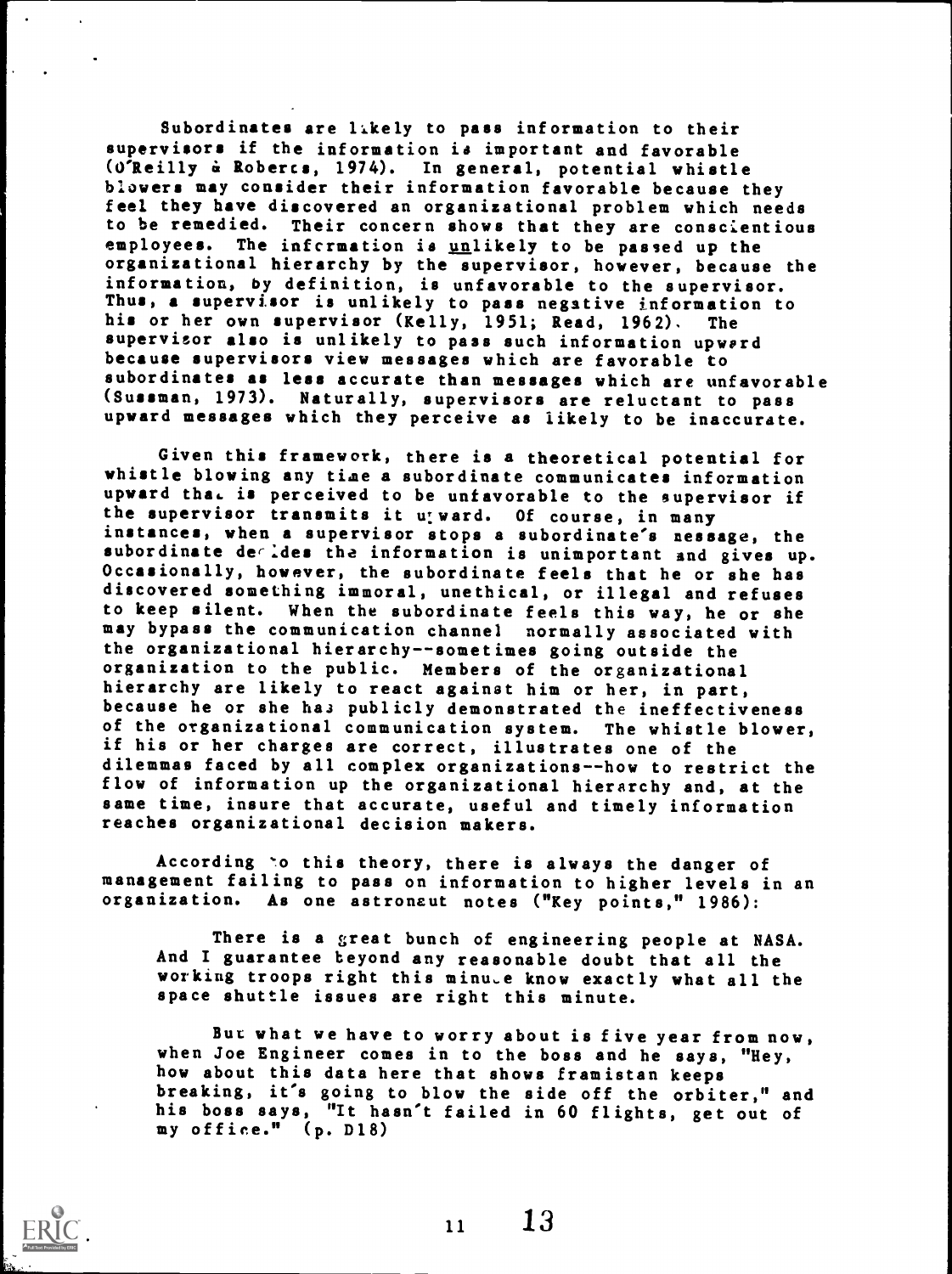Subordinates are likely to pass information to their supervisors if the information is important and favorable (O'Reilly & Roberts, 1974). In general, potential whistle blowers may consider their information favorable because they feel they have discovered an organizational problem which needs to be remedied. Their concern shows that they are conscientious employees. The information is _unlikely_ to be passed up the organizational hierarchy by the supervisor, however, because the information, by definition, is unfavorable to the supervisor. Thus, a supervisor is unlikely to pass negative information to his or her own supervisor (Kelly, 1951; Read, 1962). The supervisor also is unlikely to pass such information upward because supervisors view messages which are favorable to subordinates as less accurate than messages which are unfavorable (Sussman, 1973). Naturally, supervisors are reluctant to pass upward messages which they perceive as likely to be inaccurate.

Given this framework, there is a theoretical potential for whistle blowing any time a subordinate communicates information upward that is perceived to be unfavorable to the supervisor if the supervisor transmits it upward. Of course, in many instances, when a supervisor stops a subordinate's message, the subordinate decides the information is unimportant and gives up. Occasionally, however, the subordinate feels that he or she has discovered something immoral, unethical, or illegal and refuses to keep silent. When the subordinate feels this way, he or she may bypass the communication channel normally associated with the organizational hierarchy--sometimes going outside the organization to the public. Members of the organizational hierarchy are likely to react against him or her, in part, because he or she has publicly demonstrated the ineffectiveness of the organizational communication system. The whistle blower, if his or her charges are correct, illustrates one of the dilemmas faced by all complex organizations--how to restrict the flow of information up the organizational hierarchy and, at the same time, insure that accurate, useful and timely information reaches organizational decision makers.

According to this theory, there is always the danger of management failing to pass on information to higher levels in an organization. As one astronaut notes ("Key points," 1986):

> There is a great bunch of engineering people at NASA. And I guarantee beyond any reasonable doubt that all the working troops right this minute know exactly what all the space shuttle issues are right this minute.
>
> But what we have to worry about is five year from now, when Joe Engineer comes in to the boss and he says, "Hey, how about this data here that shows framistan keeps breaking, it's going to blow the side off the orbiter," and his boss says, "It hasn't failed in 60 flights, get out of my office." (p. D18)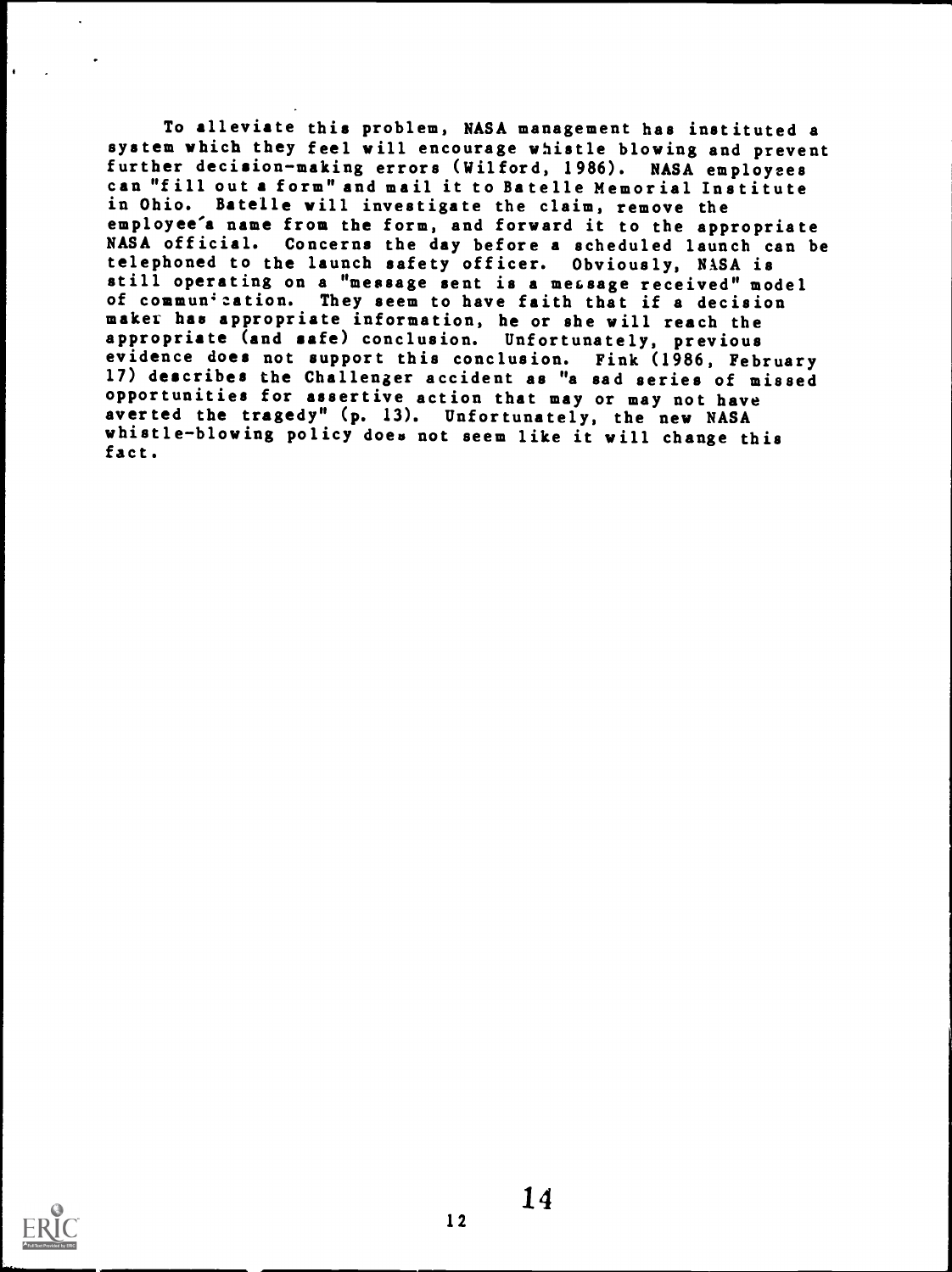To alleviate this problem, NASA management has instituted a system which they feel will encourage whistle blowing and prevent further decision-making errors (Wilford, 1986). NASA employees can "fill out a form" and mail it to Batelle Memorial Institute in Ohio. Batelle will investigate the claim, remove the employee's name from the form, and forward it to the appropriate NASA official. Concerns the day before a scheduled launch can be telephoned to the launch safety officer. Obviously, NASA is still operating on a "message sent is a message received" model of communication. They seem to have faith that if a decision maker has appropriate information, he or she will reach the appropriate (and safe) conclusion. Unfortunately, previous evidence does not support this conclusion. Fink (1986, February 17) describes the Challenger accident as "a sad series of missed opportunities for assertive action that may or may not have averted the tragedy" (p. 13). Unfortunately, the new NASA whistle-blowing policy does not seem like it will change this fact.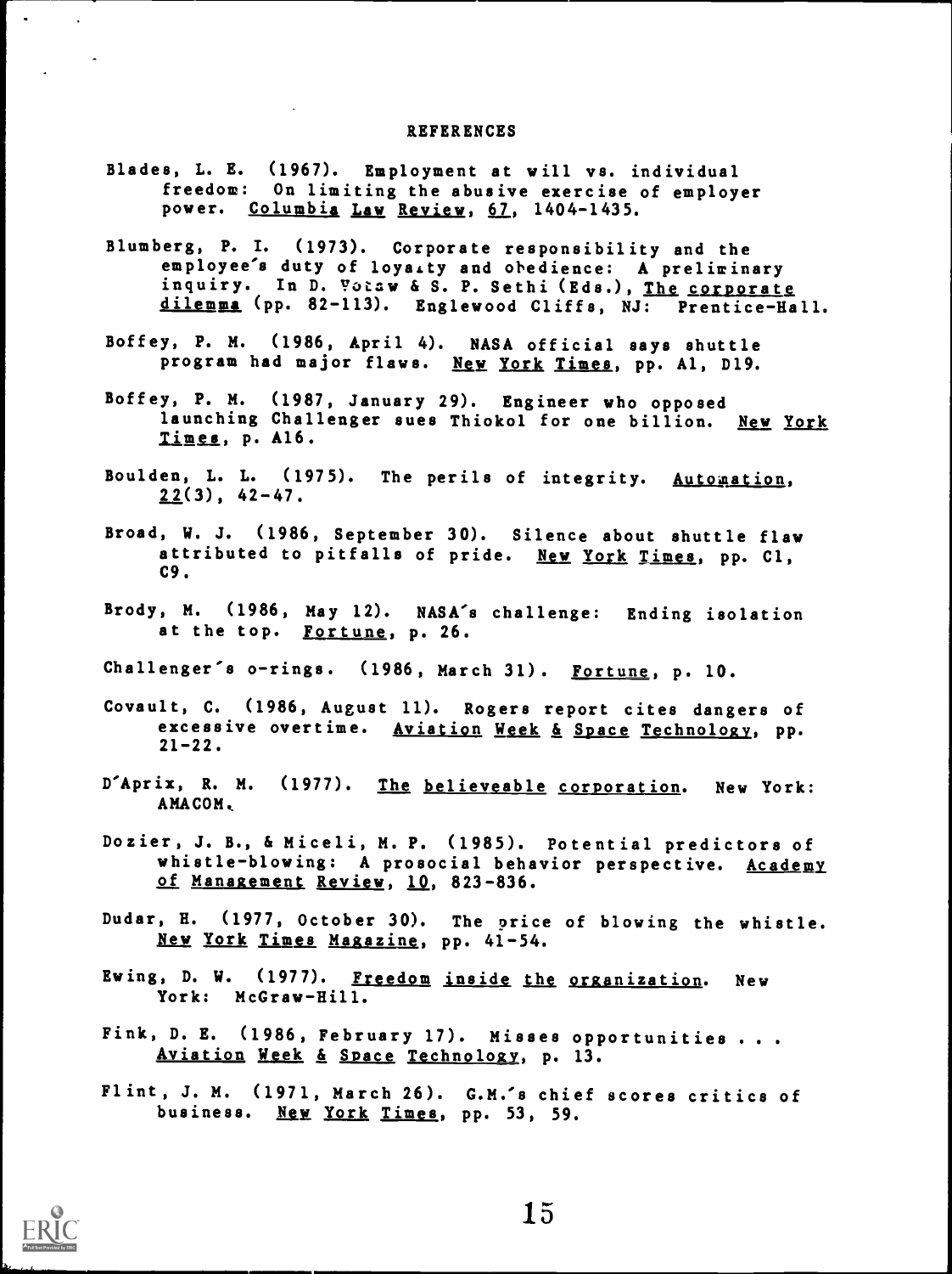# REFERENCES

Blades, L. E. (1967). Employment at will vs. individual freedom: On limiting the abusive exercise of employer power. *Columbia Law Review*, *67*, 1404-1435.

Blumberg, P. I. (1973). Corporate responsibility and the employee's duty of loyalty and obedience: A preliminary inquiry. In D. Votaw & S. P. Sethi (Eds.), *The corporate dilemma* (pp. 82-113). Englewood Cliffs, NJ: Prentice-Hall.

Boffey, P. M. (1986, April 4). NASA official says shuttle program had major flaws. *New York Times*, pp. A1, D19.

Boffey, P. M. (1987, January 29). Engineer who opposed launching Challenger sues Thiokol for one billion. *New York Times*, p. A16.

Boulden, L. L. (1975). The perils of integrity. *Automation*, *22*(3), 42-47.

Broad, W. J. (1986, September 30). Silence about shuttle flaw attributed to pitfalls of pride. *New York Times*, pp. C1, C9.

Brody, M. (1986, May 12). NASA's challenge: Ending isolation at the top. *Fortune*, p. 26.

Challenger's o-rings. (1986, March 31). *Fortune*, p. 10.

Covault, C. (1986, August 11). Rogers report cites dangers of excessive overtime. *Aviation Week & Space Technology*, pp. 21-22.

D'Aprix, R. M. (1977). *The believeable corporation*. New York: AMACOM.

Dozier, J. B., & Miceli, M. P. (1985). Potential predictors of whistle-blowing: A prosocial behavior perspective. *Academy of Management Review*, *10*, 823-836.

Dudar, H. (1977, October 30). The price of blowing the whistle. *New York Times Magazine*, pp. 41-54.

Ewing, D. W. (1977). *Freedom inside the organization*. New York: McGraw-Hill.

Fink, D. E. (1986, February 17). Misses opportunities . . . *Aviation Week & Space Technology*, p. 13.

Flint, J. M. (1971, March 26). G.M.'s chief scores critics of business. *New York Times*, pp. 53, 59.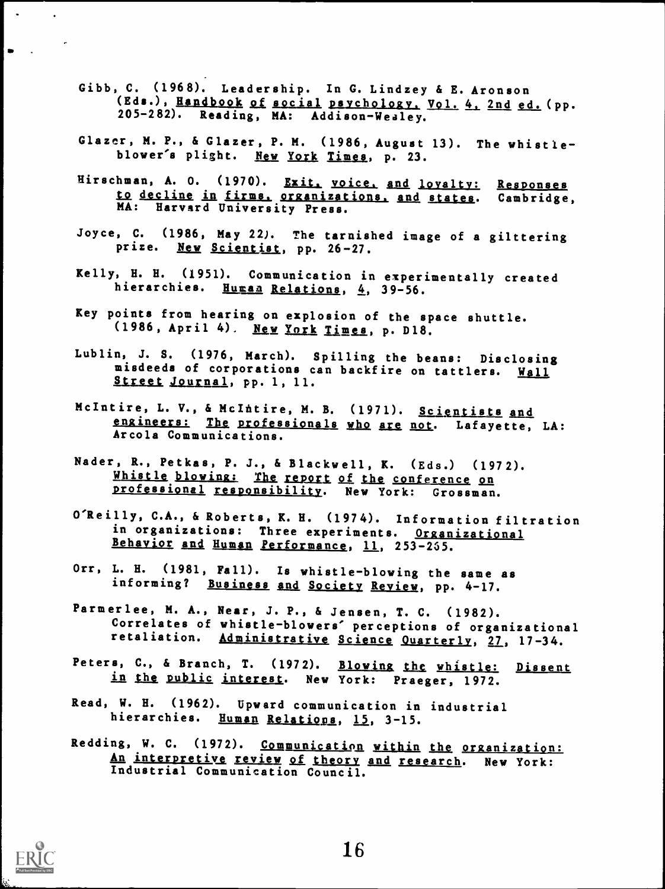Gibb, C. (1968). Leadership. In G. Lindzey & E. Aronson (Eds.), Handbook of social psychology, Vol. 4, 2nd ed. (pp. 205-282). Reading, MA: Addison-Wesley.

Glazer, M. P., & Glazer, P. M. (1986, August 13). The whistle-blower's plight. New York Times, p. 23.

Hirschman, A. O. (1970). Exit, voice, and loyalty: Responses to decline in firms, organizations, and states. Cambridge, MA: Harvard University Press.

Joyce, C. (1986, May 22). The tarnished image of a gilttering prize. New Scientist, pp. 26-27.

Kelly, H. H. (1951). Communication in experimentally created hierarchies. Human Relations, 4, 39-56.

Key points from hearing on explosion of the space shuttle. (1986, April 4). New York Times, p. D18.

Lublin, J. S. (1976, March). Spilling the beans: Disclosing misdeeds of corporations can backfire on tattlers. Wall Street Journal, pp. 1, 11.

McIntire, L. V., & McIntire, M. B. (1971). Scientists and engineers: The professionals who are not. Lafayette, LA: Arcola Communications.

Nader, R., Petkas, P. J., & Blackwell, K. (Eds.) (1972). Whistle blowing: The report of the conference on professional responsibility. New York: Grossman.

O'Reilly, C.A., & Roberts, K. H. (1974). Information filtration in organizations: Three experiments. Organizational Behavior and Human Performance, 11, 253-265.

Orr, L. H. (1981, Fall). Is whistle-blowing the same as informing? Business and Society Review, pp. 4-17.

Parmerlee, M. A., Near, J. P., & Jensen, T. C. (1982). Correlates of whistle-blowers' perceptions of organizational retaliation. Administrative Science Quarterly, 27, 17-34.

Peters, C., & Branch, T. (1972). Blowing the whistle: Dissent in the public interest. New York: Praeger, 1972.

Read, W. H. (1962). Upward communication in industrial hierarchies. Human Relations, 15, 3-15.

Redding, W. C. (1972). Communication within the organization: An interpretive review of theory and research. New York: Industrial Communication Council.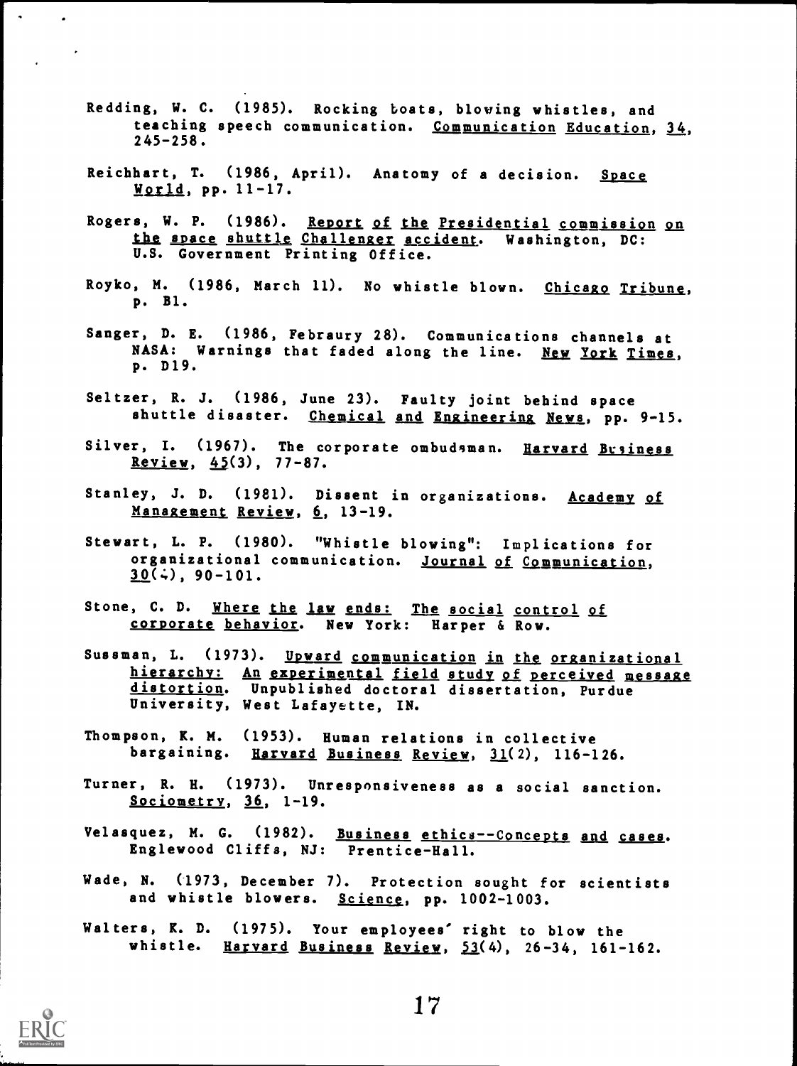Redding, W. C. (1985). Rocking boats, blowing whistles, and teaching speech communication. Communication Education, 34, 245-258.

Reichhart, T. (1986, April). Anatomy of a decision. Space World, pp. 11-17.

Rogers, W. P. (1986). Report of the Presidential commission on the space shuttle Challenger accident. Washington, DC: U.S. Government Printing Office.

Royko, M. (1986, March 11). No whistle blown. Chicago Tribune, p. B1.

Sanger, D. E. (1986, Febraury 28). Communications channels at NASA: Warnings that faded along the line. New York Times, p. D19.

Seltzer, R. J. (1986, June 23). Faulty joint behind space shuttle disaster. Chemical and Engineering News, pp. 9-15.

Silver, I. (1967). The corporate ombudsman. Harvard Business Review, 45(3), 77-87.

Stanley, J. D. (1981). Dissent in organizations. Academy of Management Review, 6, 13-19.

Stewart, L. P. (1980). "Whistle blowing": Implications for organizational communication. Journal of Communication, 30(4), 90-101.

Stone, C. D. Where the law ends: The social control of corporate behavior. New York: Harper & Row.

Sussman, L. (1973). Upward communication in the organizational hierarchy: An experimental field study of perceived message distortion. Unpublished doctoral dissertation, Purdue University, West Lafayette, IN.

Thompson, K. M. (1953). Human relations in collective bargaining. Harvard Business Review, 31(2), 116-126.

Turner, R. H. (1973). Unresponsiveness as a social sanction. Sociometry, 36, 1-19.

Velasquez, M. G. (1982). Business ethics--Concepts and cases. Englewood Cliffs, NJ: Prentice-Hall.

Wade, N. (1973, December 7). Protection sought for scientists and whistle blowers. Science, pp. 1002-1003.

Walters, K. D. (1975). Your employees' right to blow the whistle. Harvard Business Review, 53(4), 26-34, 161-162.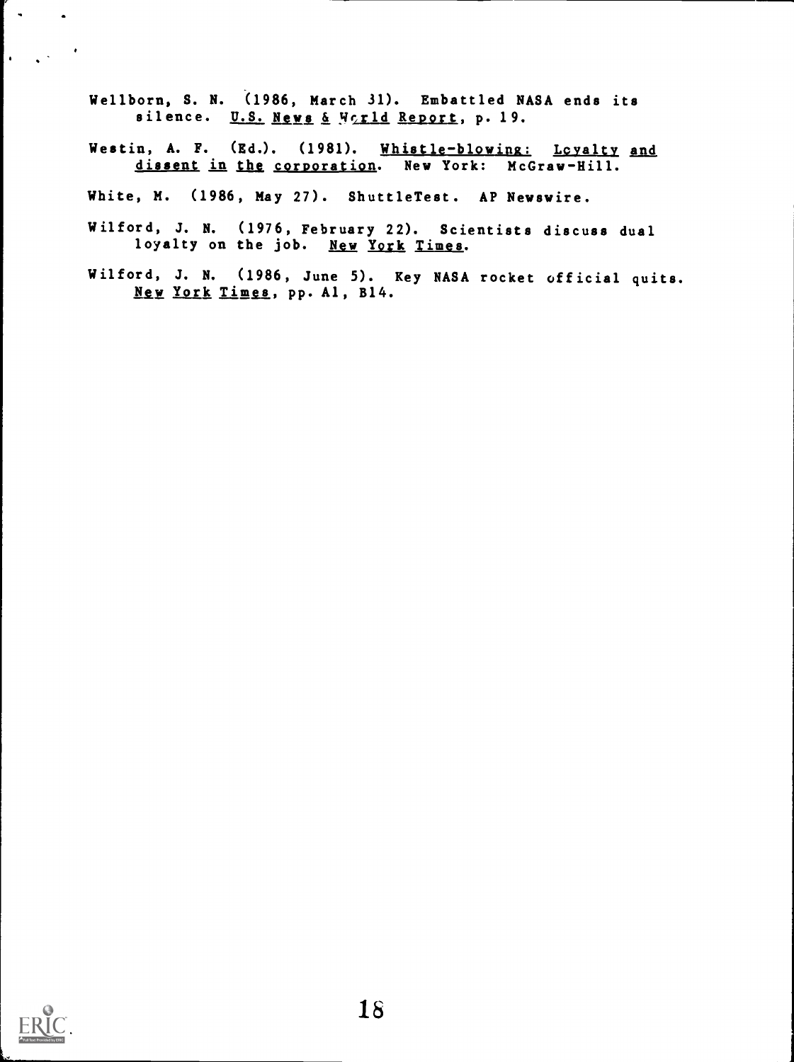Wellborn, S. N. (1986, March 31). Embattled NASA ends its silence. *U.S. News & World Report*, p. 19.

Westin, A. F. (Ed.). (1981). *Whistle-blowing: Loyalty and dissent in the corporation*. New York: McGraw-Hill.

White, M. (1986, May 27). ShuttleTest. AP Newswire.

Wilford, J. N. (1976, February 22). Scientists discuss dual loyalty on the job. *New York Times*.

Wilford, J. N. (1986, June 5). Key NASA rocket official quits. *New York Times*, pp. A1, B14.